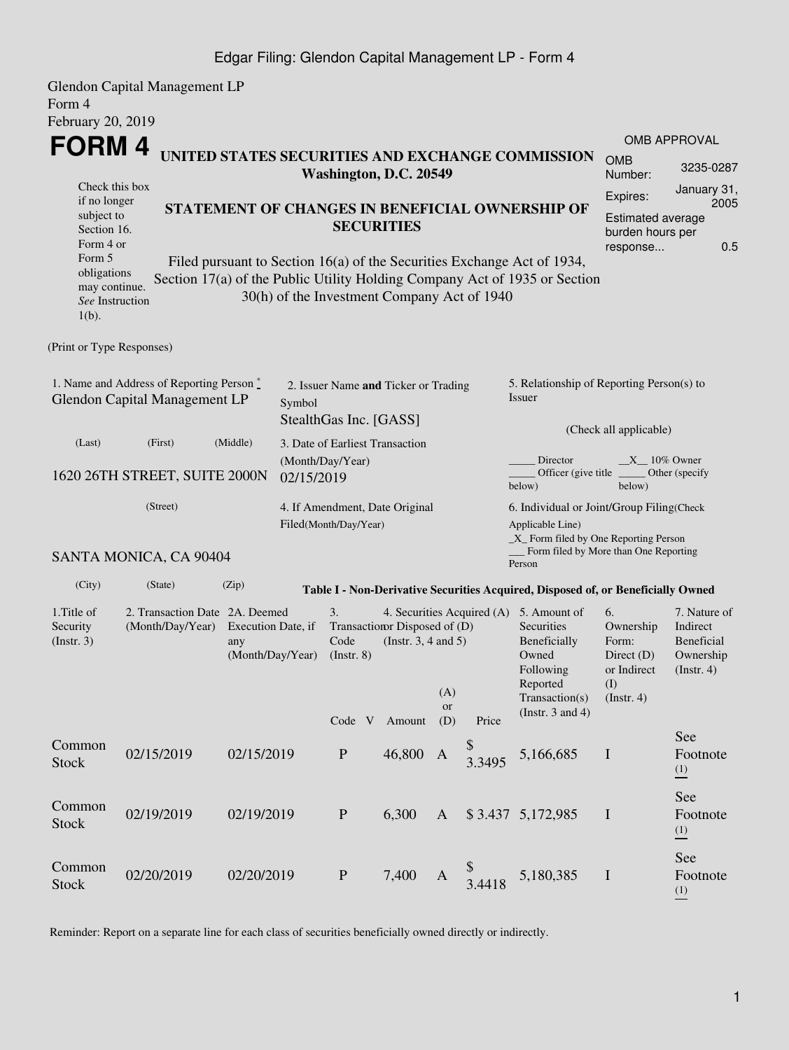Edgar Filing: Glendon Capital Management LP - Form 4

Glendon Capital Management LP
Form 4
February 20, 2019

# FORM 4

**UNITED STATES SECURITIES AND EXCHANGE COMMISSION**
**Washington, D.C. 20549**

| OMB APPROVAL | |
|---|---|
| OMB Number: | 3235-0287 |
| Expires: | January 31, 2005 |
| Estimated average burden hours per response... | 0.5 |

Check this box if no longer subject to Section 16. Form 4 or Form 5 obligations may continue. *See* Instruction 1(b).

**STATEMENT OF CHANGES IN BENEFICIAL OWNERSHIP OF SECURITIES**

Filed pursuant to Section 16(a) of the Securities Exchange Act of 1934, Section 17(a) of the Public Utility Holding Company Act of 1935 or Section 30(h) of the Investment Company Act of 1940

(Print or Type Responses)

1. Name and Address of Reporting Person *
Glendon Capital Management LP

(Last) (First) (Middle)

1620 26TH STREET, SUITE 2000N

(Street)

SANTA MONICA, CA 90404

(City) (State) (Zip)

2. Issuer Name **and** Ticker or Trading Symbol
StealthGas Inc. [GASS]

3. Date of Earliest Transaction (Month/Day/Year)
02/15/2019

4. If Amendment, Date Original Filed(Month/Day/Year)

5. Relationship of Reporting Person(s) to Issuer

(Check all applicable)

_____ Director __X__ 10% Owner
_____ Officer (give title below) _____ Other (specify below)

6. Individual or Joint/Group Filing(Check Applicable Line)
_X_ Form filed by One Reporting Person
___ Form filed by More than One Reporting Person

**Table I - Non-Derivative Securities Acquired, Disposed of, or Beneficially Owned**

| 1.Title of Security (Instr. 3) | 2. Transaction Date (Month/Day/Year) | 2A. Deemed Execution Date, if any (Month/Day/Year) | 3. Transaction Code (Instr. 8) | | 4. Securities Acquired (A) or Disposed of (D) (Instr. 3, 4 and 5) | | | 5. Amount of Securities Beneficially Owned Following Reported Transaction(s) (Instr. 3 and 4) | 6. Ownership Form: Direct (D) or Indirect (I) (Instr. 4) | 7. Nature of Indirect Beneficial Ownership (Instr. 4) |
|---|---|---|---|---|---|---|---|---|---|---|
| | | | Code | V | Amount | (A) or (D) | Price | | | |
| Common Stock | 02/15/2019 | 02/15/2019 | P | | 46,800 | A | $ 3.3495 | 5,166,685 | I | See Footnote (1) |
| Common Stock | 02/19/2019 | 02/19/2019 | P | | 6,300 | A | $ 3.437 | 5,172,985 | I | See Footnote (1) |
| Common Stock | 02/20/2019 | 02/20/2019 | P | | 7,400 | A | $ 3.4418 | 5,180,385 | I | See Footnote (1) |

Reminder: Report on a separate line for each class of securities beneficially owned directly or indirectly.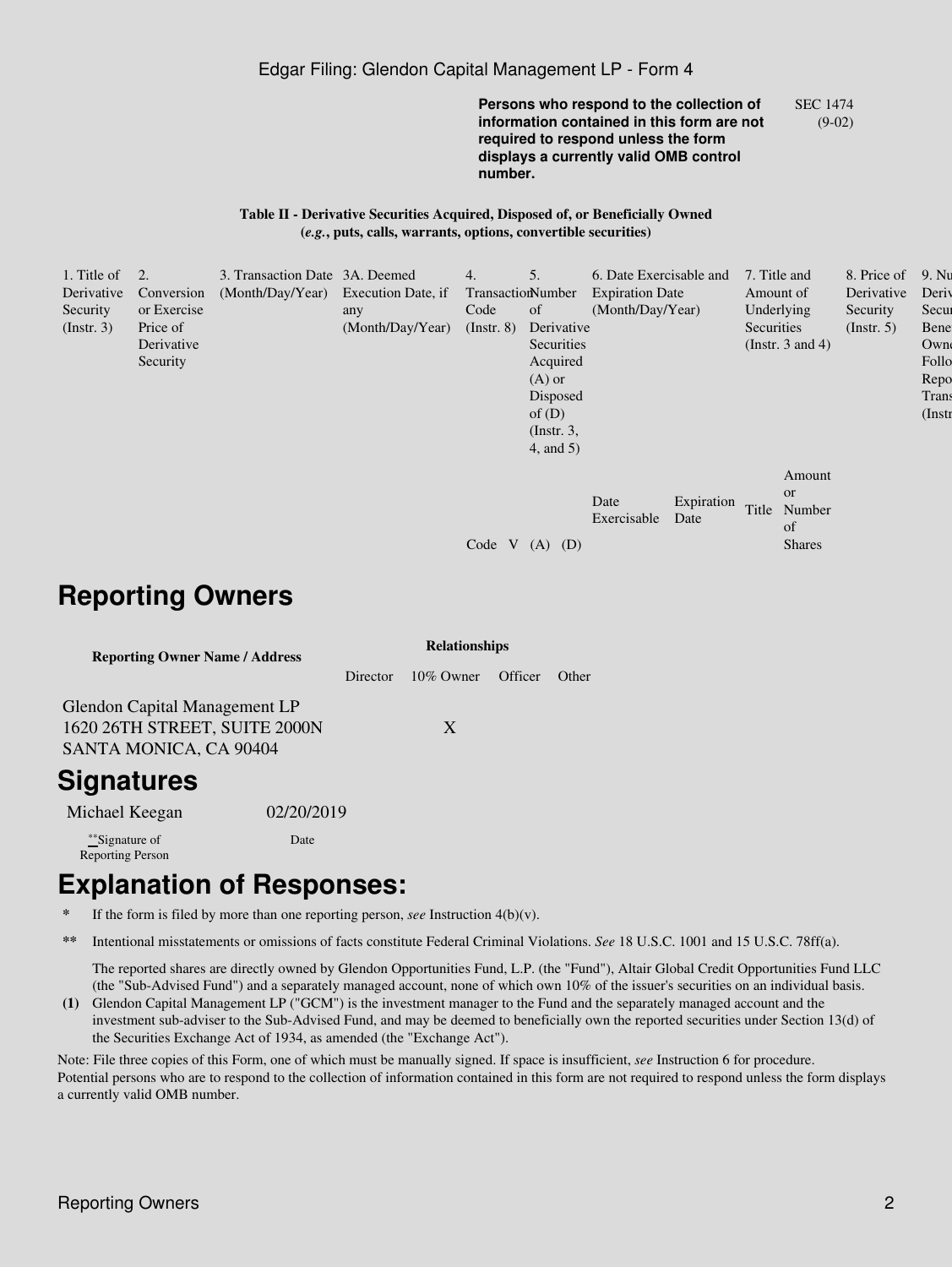Persons who respond to the collection of information contained in this form are not required to respond unless the form displays a currently valid OMB control number.

SEC 1474 (9-02)

**Table II - Derivative Securities Acquired, Disposed of, or Beneficially Owned (*e.g.*, puts, calls, warrants, options, convertible securities)**

| 1. Title of Derivative Security (Instr. 3) | 2. Conversion or Exercise Price of Derivative Security | 3. Transaction Date (Month/Day/Year) | 3A. Deemed Execution Date, if any (Month/Day/Year) | 4. Transaction Code (Instr. 8) | | 5. Number of Derivative Securities Acquired (A) or Disposed of (D) (Instr. 3, 4, and 5) | | 6. Date Exercisable and Expiration Date (Month/Day/Year) | | 7. Title and Amount of Underlying Securities (Instr. 3 and 4) | | 8. Price of Derivative Security (Instr. 5) | 9. Nu Deriv Secur Bene Owne Follo Repo Trans (Instr |
|---|---|---|---|---|---|---|---|---|---|---|---|---|---|
| | | | | Code | V | (A) | (D) | Date Exercisable | Expiration Date | Title | Amount or Number of Shares | | |

## Reporting Owners

| Reporting Owner Name / Address | Relationships | | | |
|---|---|---|---|---|
| | Director | 10% Owner | Officer | Other |
| Glendon Capital Management LP<br>1620 26TH STREET, SUITE 2000N<br>SANTA MONICA, CA 90404 | | X | | |

## Signatures

| Michael Keegan | 02/20/2019 |
|---|---|
| **Signature of Reporting Person | Date |

## Explanation of Responses:

\* If the form is filed by more than one reporting person, *see* Instruction 4(b)(v).

** Intentional misstatements or omissions of facts constitute Federal Criminal Violations. *See* 18 U.S.C. 1001 and 15 U.S.C. 78ff(a).

**(1)** The reported shares are directly owned by Glendon Opportunities Fund, L.P. (the "Fund"), Altair Global Credit Opportunities Fund LLC (the "Sub-Advised Fund") and a separately managed account, none of which own 10% of the issuer's securities on an individual basis. Glendon Capital Management LP ("GCM") is the investment manager to the Fund and the separately managed account and the investment sub-adviser to the Sub-Advised Fund, and may be deemed to beneficially own the reported securities under Section 13(d) of the Securities Exchange Act of 1934, as amended (the "Exchange Act").

Note: File three copies of this Form, one of which must be manually signed. If space is insufficient, *see* Instruction 6 for procedure.
Potential persons who are to respond to the collection of information contained in this form are not required to respond unless the form displays a currently valid OMB number.